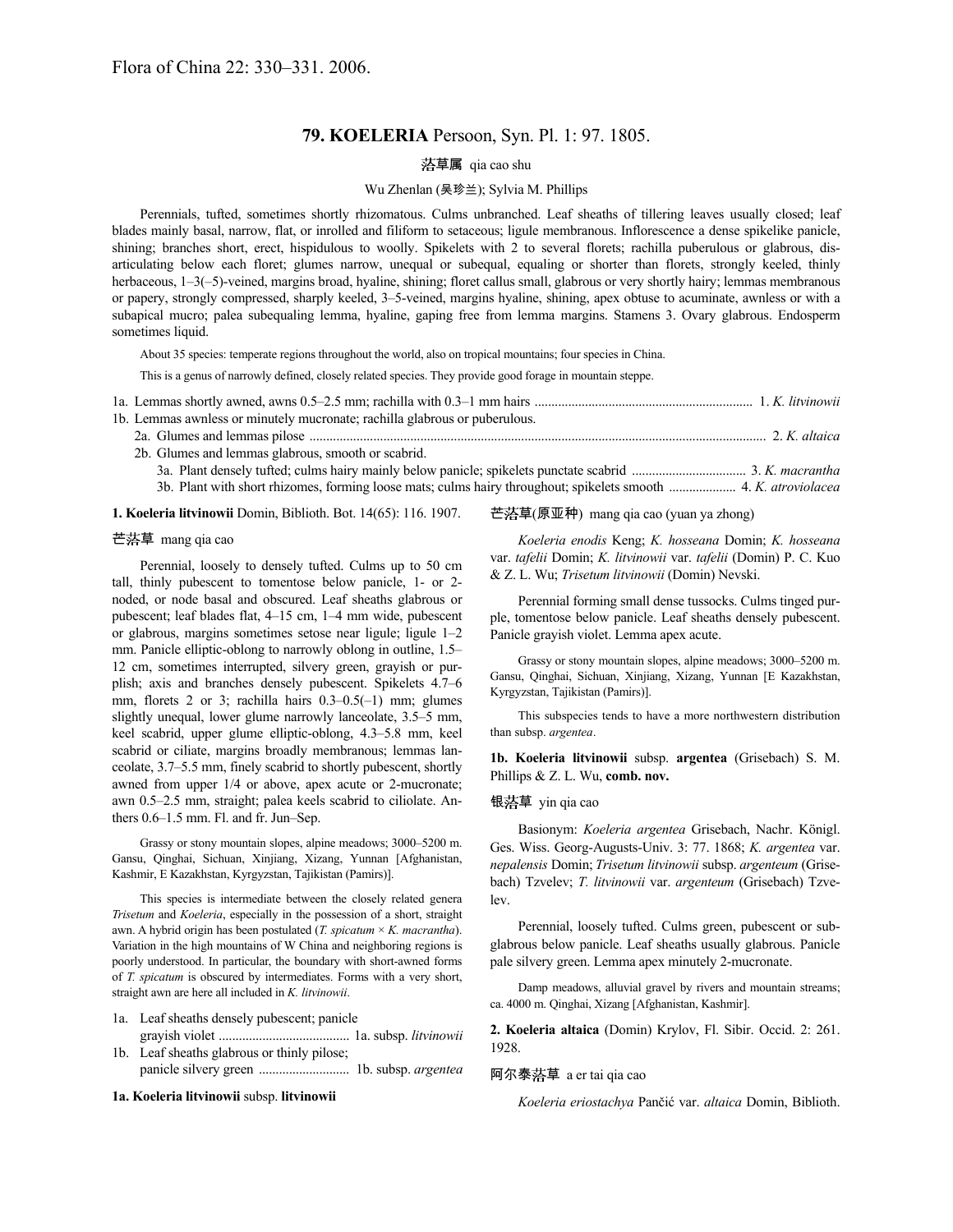Flora of China 22: 330–331. 2006.

# 79. KOELERIA Persoon, Syn. Pl. 1: 97. 1805.

洽草属 qia cao shu

Wu Zhenlan (吴珍兰); Sylvia M. Phillips

Perennials, tufted, sometimes shortly rhizomatous. Culms unbranched. Leaf sheaths of tillering leaves usually closed; leaf blades mainly basal, narrow, flat, or inrolled and filiform to setaceous; ligule membranous. Inflorescence a dense spikelike panicle, shining; branches short, erect, hispidulous to woolly. Spikelets with 2 to several florets; rachilla puberulous or glabrous, disarticulating below each floret; glumes narrow, unequal or subequal, equaling or shorter than florets, strongly keeled, thinly herbaceous, 1–3(–5)-veined, margins broad, hyaline, shining; floret callus small, glabrous or very shortly hairy; lemmas membranous or papery, strongly compressed, sharply keeled, 3–5-veined, margins hyaline, shining, apex obtuse to acuminate, awnless or with a subapical mucro; palea subequaling lemma, hyaline, gaping free from lemma margins. Stamens 3. Ovary glabrous. Endosperm sometimes liquid.

About 35 species: temperate regions throughout the world, also on tropical mountains; four species in China.

This is a genus of narrowly defined, closely related species. They provide good forage in mountain steppe.

1a. Lemmas shortly awned, awns 0.5–2.5 mm; rachilla with 0.3–1 mm hairs ................................................................ 1. *K. litvinowii*
1b. Lemmas awnless or minutely mucronate; rachilla glabrous or puberulous.
  2a. Glumes and lemmas pilose ...................................................................................................................................... 2. *K. altaica*
  2b. Glumes and lemmas glabrous, smooth or scabrid.
    3a. Plant densely tufted; culms hairy mainly below panicle; spikelets punctate scabrid ................................. 3. *K. macrantha*
    3b. Plant with short rhizomes, forming loose mats; culms hairy throughout; spikelets smooth .................... 4. *K. atroviolacea*

**1. Koeleria litvinowii** Domin, Biblioth. Bot. 14(65): 116. 1907.

芒洽草 mang qia cao

Perennial, loosely to densely tufted. Culms up to 50 cm tall, thinly pubescent to tomentose below panicle, 1- or 2-noded, or node basal and obscured. Leaf sheaths glabrous or pubescent; leaf blades flat, 4–15 cm, 1–4 mm wide, pubescent or glabrous, margins sometimes setose near ligule; ligule 1–2 mm. Panicle elliptic-oblong to narrowly oblong in outline, 1.5–12 cm, sometimes interrupted, silvery green, grayish or purplish; axis and branches densely pubescent. Spikelets 4.7–6 mm, florets 2 or 3; rachilla hairs 0.3–0.5(–1) mm; glumes slightly unequal, lower glume narrowly lanceolate, 3.5–5 mm, keel scabrid, upper glume elliptic-oblong, 4.3–5.8 mm, keel scabrid or ciliate, margins broadly membranous; lemmas lanceolate, 3.7–5.5 mm, finely scabrid to shortly pubescent, shortly awned from upper 1/4 or above, apex acute or 2-mucronate; awn 0.5–2.5 mm, straight; palea keels scabrid to ciliolate. Anthers 0.6–1.5 mm. Fl. and fr. Jun–Sep.

Grassy or stony mountain slopes, alpine meadows; 3000–5200 m. Gansu, Qinghai, Sichuan, Xinjiang, Xizang, Yunnan [Afghanistan, Kashmir, E Kazakhstan, Kyrgyzstan, Tajikistan (Pamirs)].

This species is intermediate between the closely related genera *Trisetum* and *Koeleria*, especially in the possession of a short, straight awn. A hybrid origin has been postulated (*T. spicatum* × *K. macrantha*). Variation in the high mountains of W China and neighboring regions is poorly understood. In particular, the boundary with short-awned forms of *T. spicatum* is obscured by intermediates. Forms with a very short, straight awn are here all included in *K. litvinowii*.

1a. Leaf sheaths densely pubescent; panicle grayish violet ...................................... 1a. subsp. *litvinowii*
1b. Leaf sheaths glabrous or thinly pilose; panicle silvery green .......................... 1b. subsp. *argentea*

**1a. Koeleria litvinowii** subsp. **litvinowii**

芒洽草(原亚种) mang qia cao (yuan ya zhong)

*Koeleria enodis* Keng; *K. hosseana* Domin; *K. hosseana* var. *tafelii* Domin; *K. litvinowii* var. *tafelii* (Domin) P. C. Kuo & Z. L. Wu; *Trisetum litvinowii* (Domin) Nevski.

Perennial forming small dense tussocks. Culms tinged purple, tomentose below panicle. Leaf sheaths densely pubescent. Panicle grayish violet. Lemma apex acute.

Grassy or stony mountain slopes, alpine meadows; 3000–5200 m. Gansu, Qinghai, Sichuan, Xinjiang, Xizang, Yunnan [E Kazakhstan, Kyrgyzstan, Tajikistan (Pamirs)].

This subspecies tends to have a more northwestern distribution than subsp. *argentea*.

**1b. Koeleria litvinowii** subsp. **argentea** (Grisebach) S. M. Phillips & Z. L. Wu, **comb. nov.**

银洽草 yin qia cao

Basionym: *Koeleria argentea* Grisebach, Nachr. Königl. Ges. Wiss. Georg-Augusts-Univ. 3: 77. 1868; *K. argentea* var. *nepalensis* Domin; *Trisetum litvinowii* subsp. *argenteum* (Grisebach) Tzvelev; *T. litvinowii* var. *argenteum* (Grisebach) Tzvelev.

Perennial, loosely tufted. Culms green, pubescent or subglabrous below panicle. Leaf sheaths usually glabrous. Panicle pale silvery green. Lemma apex minutely 2-mucronate.

Damp meadows, alluvial gravel by rivers and mountain streams; ca. 4000 m. Qinghai, Xizang [Afghanistan, Kashmir].

**2. Koeleria altaica** (Domin) Krylov, Fl. Sibir. Occid. 2: 261. 1928.

阿尔泰洽草 a er tai qia cao

*Koeleria eriostachya* Pančić var. *altaica* Domin, Biblioth.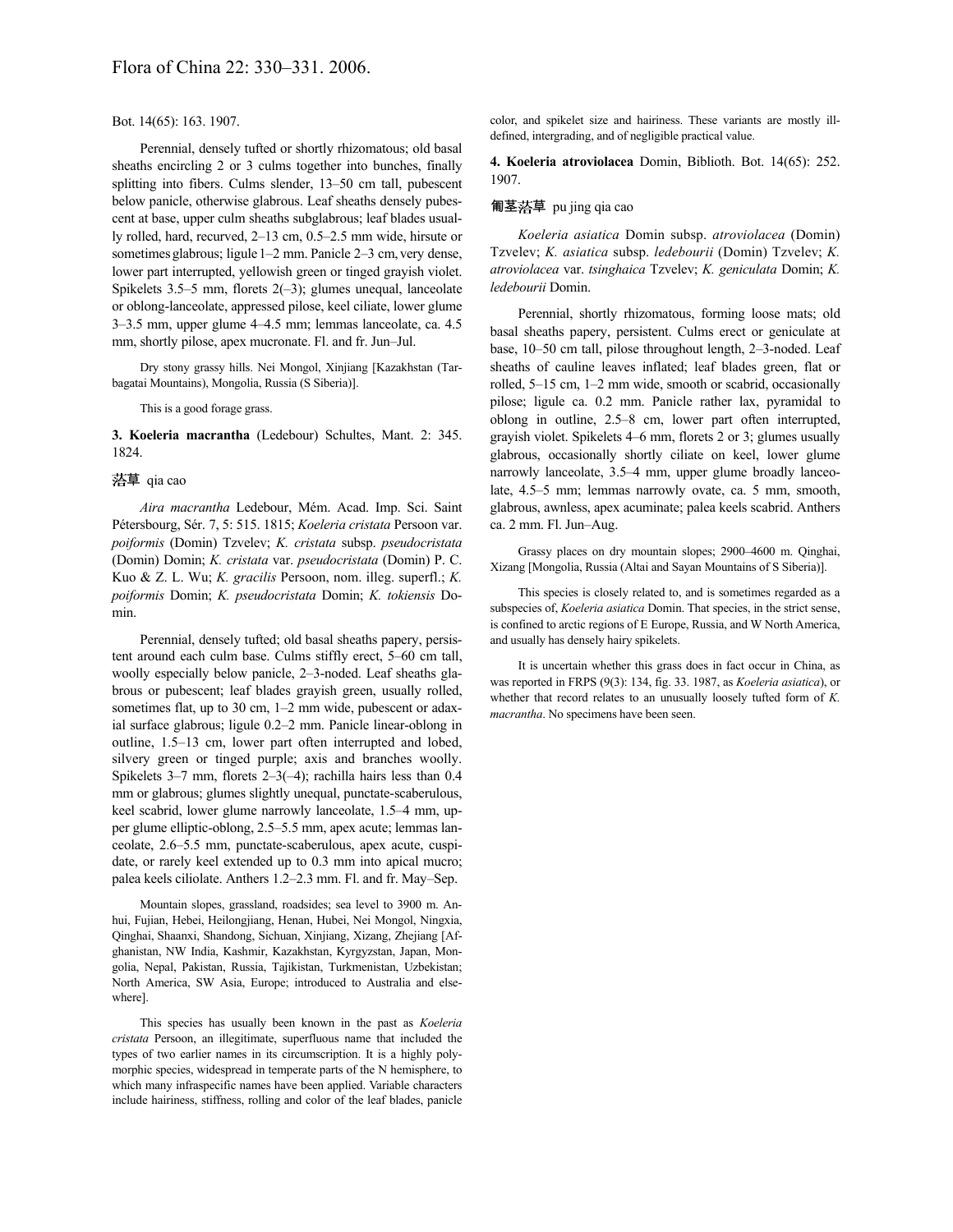Bot. 14(65): 163. 1907.

Perennial, densely tufted or shortly rhizomatous; old basal sheaths encircling 2 or 3 culms together into bunches, finally splitting into fibers. Culms slender, 13–50 cm tall, pubescent below panicle, otherwise glabrous. Leaf sheaths densely pubescent at base, upper culm sheaths subglabrous; leaf blades usually rolled, hard, recurved, 2–13 cm, 0.5–2.5 mm wide, hirsute or sometimes glabrous; ligule 1–2 mm. Panicle 2–3 cm, very dense, lower part interrupted, yellowish green or tinged grayish violet. Spikelets 3.5–5 mm, florets 2(–3); glumes unequal, lanceolate or oblong-lanceolate, appressed pilose, keel ciliate, lower glume 3–3.5 mm, upper glume 4–4.5 mm; lemmas lanceolate, ca. 4.5 mm, shortly pilose, apex mucronate. Fl. and fr. Jun–Jul.

Dry stony grassy hills. Nei Mongol, Xinjiang [Kazakhstan (Tarbagatai Mountains), Mongolia, Russia (S Siberia)].

This is a good forage grass.

**3. Koeleria macrantha** (Ledebour) Schultes, Mant. 2: 345. 1824.

### 溚草 qia cao

*Aira macrantha* Ledebour, Mém. Acad. Imp. Sci. Saint Pétersbourg, Sér. 7, 5: 515. 1815; *Koeleria cristata* Persoon var. *poiformis* (Domin) Tzvelev; *K. cristata* subsp. *pseudocristata* (Domin) Domin; *K. cristata* var. *pseudocristata* (Domin) P. C. Kuo & Z. L. Wu; *K. gracilis* Persoon, nom. illeg. superfl.; *K. poiformis* Domin; *K. pseudocristata* Domin; *K. tokiensis* Domin.

Perennial, densely tufted; old basal sheaths papery, persistent around each culm base. Culms stiffly erect, 5–60 cm tall, woolly especially below panicle, 2–3-noded. Leaf sheaths glabrous or pubescent; leaf blades grayish green, usually rolled, sometimes flat, up to 30 cm, 1–2 mm wide, pubescent or adaxial surface glabrous; ligule 0.2–2 mm. Panicle linear-oblong in outline, 1.5–13 cm, lower part often interrupted and lobed, silvery green or tinged purple; axis and branches woolly. Spikelets 3–7 mm, florets 2–3(–4); rachilla hairs less than 0.4 mm or glabrous; glumes slightly unequal, punctate-scaberulous, keel scabrid, lower glume narrowly lanceolate, 1.5–4 mm, upper glume elliptic-oblong, 2.5–5.5 mm, apex acute; lemmas lanceolate, 2.6–5.5 mm, punctate-scaberulous, apex acute, cuspidate, or rarely keel extended up to 0.3 mm into apical mucro; palea keels ciliolate. Anthers 1.2–2.3 mm. Fl. and fr. May–Sep.

Mountain slopes, grassland, roadsides; sea level to 3900 m. Anhui, Fujian, Hebei, Heilongjiang, Henan, Hubei, Nei Mongol, Ningxia, Qinghai, Shaanxi, Shandong, Sichuan, Xinjiang, Xizang, Zhejiang [Afghanistan, NW India, Kashmir, Kazakhstan, Kyrgyzstan, Japan, Mongolia, Nepal, Pakistan, Russia, Tajikistan, Turkmenistan, Uzbekistan; North America, SW Asia, Europe; introduced to Australia and elsewhere].

This species has usually been known in the past as *Koeleria cristata* Persoon, an illegitimate, superfluous name that included the types of two earlier names in its circumscription. It is a highly polymorphic species, widespread in temperate parts of the N hemisphere, to which many infraspecific names have been applied. Variable characters include hairiness, stiffness, rolling and color of the leaf blades, panicle color, and spikelet size and hairiness. These variants are mostly ill-defined, intergrading, and of negligible practical value.

**4. Koeleria atroviolacea** Domin, Biblioth. Bot. 14(65): 252. 1907.

### 匍茎溚草 pu jing qia cao

*Koeleria asiatica* Domin subsp. *atroviolacea* (Domin) Tzvelev; *K. asiatica* subsp. *ledebourii* (Domin) Tzvelev; *K. atroviolacea* var. *tsinghaica* Tzvelev; *K. geniculata* Domin; *K. ledebourii* Domin.

Perennial, shortly rhizomatous, forming loose mats; old basal sheaths papery, persistent. Culms erect or geniculate at base, 10–50 cm tall, pilose throughout length, 2–3-noded. Leaf sheaths of cauline leaves inflated; leaf blades green, flat or rolled, 5–15 cm, 1–2 mm wide, smooth or scabrid, occasionally pilose; ligule ca. 0.2 mm. Panicle rather lax, pyramidal to oblong in outline, 2.5–8 cm, lower part often interrupted, grayish violet. Spikelets 4–6 mm, florets 2 or 3; glumes usually glabrous, occasionally shortly ciliate on keel, lower glume narrowly lanceolate, 3.5–4 mm, upper glume broadly lanceolate, 4.5–5 mm; lemmas narrowly ovate, ca. 5 mm, smooth, glabrous, awnless, apex acuminate; palea keels scabrid. Anthers ca. 2 mm. Fl. Jun–Aug.

Grassy places on dry mountain slopes; 2900–4600 m. Qinghai, Xizang [Mongolia, Russia (Altai and Sayan Mountains of S Siberia)].

This species is closely related to, and is sometimes regarded as a subspecies of, *Koeleria asiatica* Domin. That species, in the strict sense, is confined to arctic regions of E Europe, Russia, and W North America, and usually has densely hairy spikelets.

It is uncertain whether this grass does in fact occur in China, as was reported in FRPS (9(3): 134, fig. 33. 1987, as *Koeleria asiatica*), or whether that record relates to an unusually loosely tufted form of *K. macrantha*. No specimens have been seen.